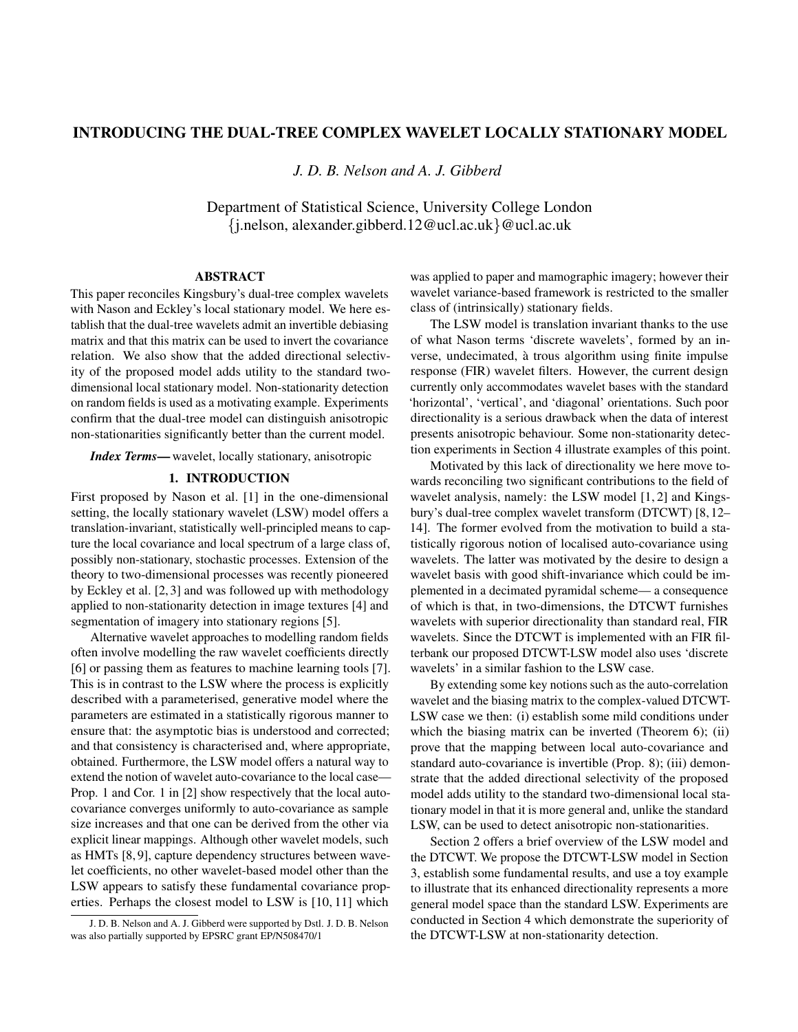# INTRODUCING THE DUAL-TREE COMPLEX WAVELET LOCALLY STATIONARY MODEL

*J. D. B. Nelson and A. J. Gibberd*

Department of Statistical Science, University College London
{j.nelson, alexander.gibberd.12@ucl.ac.uk}@ucl.ac.uk

## ABSTRACT

This paper reconciles Kingsbury's dual-tree complex wavelets with Nason and Eckley's local stationary model. We here establish that the dual-tree wavelets admit an invertible debiasing matrix and that this matrix can be used to invert the covariance relation. We also show that the added directional selectivity of the proposed model adds utility to the standard two-dimensional local stationary model. Non-stationarity detection on random fields is used as a motivating example. Experiments confirm that the dual-tree model can distinguish anisotropic non-stationarities significantly better than the current model.

***Index Terms*—** wavelet, locally stationary, anisotropic

## 1. INTRODUCTION

First proposed by Nason et al. [1] in the one-dimensional setting, the locally stationary wavelet (LSW) model offers a translation-invariant, statistically well-principled means to capture the local covariance and local spectrum of a large class of, possibly non-stationary, stochastic processes. Extension of the theory to two-dimensional processes was recently pioneered by Eckley et al. [2, 3] and was followed up with methodology applied to non-stationarity detection in image textures [4] and segmentation of imagery into stationary regions [5].

Alternative wavelet approaches to modelling random fields often involve modelling the raw wavelet coefficients directly [6] or passing them as features to machine learning tools [7]. This is in contrast to the LSW where the process is explicitly described with a parameterised, generative model where the parameters are estimated in a statistically rigorous manner to ensure that: the asymptotic bias is understood and corrected; and that consistency is characterised and, where appropriate, obtained. Furthermore, the LSW model offers a natural way to extend the notion of wavelet auto-covariance to the local case— Prop. 1 and Cor. 1 in [2] show respectively that the local auto-covariance converges uniformly to auto-covariance as sample size increases and that one can be derived from the other via explicit linear mappings. Although other wavelet models, such as HMTs [8, 9], capture dependency structures between wavelet coefficients, no other wavelet-based model other than the LSW appears to satisfy these fundamental covariance properties. Perhaps the closest model to LSW is [10, 11] which was applied to paper and mamographic imagery; however their wavelet variance-based framework is restricted to the smaller class of (intrinsically) stationary fields.

The LSW model is translation invariant thanks to the use of what Nason terms 'discrete wavelets', formed by an inverse, undecimated, à trous algorithm using finite impulse response (FIR) wavelet filters. However, the current design currently only accommodates wavelet bases with the standard 'horizontal', 'vertical', and 'diagonal' orientations. Such poor directionality is a serious drawback when the data of interest presents anisotropic behaviour. Some non-stationarity detection experiments in Section 4 illustrate examples of this point.

Motivated by this lack of directionality we here move towards reconciling two significant contributions to the field of wavelet analysis, namely: the LSW model [1, 2] and Kingsbury's dual-tree complex wavelet transform (DTCWT) [8, 12–14]. The former evolved from the motivation to build a statistically rigorous notion of localised auto-covariance using wavelets. The latter was motivated by the desire to design a wavelet basis with good shift-invariance which could be implemented in a decimated pyramidal scheme— a consequence of which is that, in two-dimensions, the DTCWT furnishes wavelets with superior directionality than standard real, FIR wavelets. Since the DTCWT is implemented with an FIR filterbank our proposed DTCWT-LSW model also uses 'discrete wavelets' in a similar fashion to the LSW case.

By extending some key notions such as the auto-correlation wavelet and the biasing matrix to the complex-valued DTCWT-LSW case we then: (i) establish some mild conditions under which the biasing matrix can be inverted (Theorem 6); (ii) prove that the mapping between local auto-covariance and standard auto-covariance is invertible (Prop. 8); (iii) demonstrate that the added directional selectivity of the proposed model adds utility to the standard two-dimensional local stationary model in that it is more general and, unlike the standard LSW, can be used to detect anisotropic non-stationarities.

Section 2 offers a brief overview of the LSW model and the DTCWT. We propose the DTCWT-LSW model in Section 3, establish some fundamental results, and use a toy example to illustrate that its enhanced directionality represents a more general model space than the standard LSW. Experiments are conducted in Section 4 which demonstrate the superiority of the DTCWT-LSW at non-stationarity detection.

---

J. D. B. Nelson and A. J. Gibberd were supported by Dstl. J. D. B. Nelson was also partially supported by EPSRC grant EP/N508470/1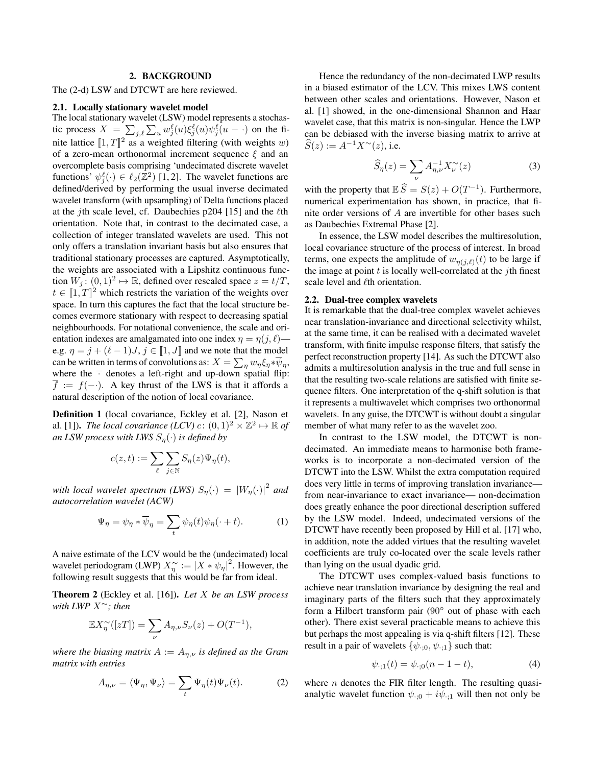## 2. BACKGROUND

The (2-d) LSW and DTCWT are here reviewed.

### 2.1. Locally stationary wavelet model

The locally stationary wavelet (LSW) model represents a stochastic process $X = \sum_{j,\ell} \sum_u w_j^\ell(u) \xi_j^\ell(u) \psi_j^\ell(u - \cdot)$ on the finite lattice $[\![1, T]\!]^2$ as a weighted filtering (with weights $w$) of a zero-mean orthonormal increment sequence $\xi$ and an overcomplete basis comprising 'undecimated discrete wavelet functions' $\psi_j^\ell(\cdot) \in \ell_2(\mathbb{Z}^2)$ [1, 2]. The wavelet functions are defined/derived by performing the usual inverse decimated wavelet transform (with upsampling) of Delta functions placed at the $j$th scale level, cf. Daubechies p204 [15] and the $\ell$th orientation. Note that, in contrast to the decimated case, a collection of integer translated wavelets are used. This not only offers a translation invariant basis but also ensures that traditional stationary processes are captured. Asymptotically, the weights are associated with a Lipshitz continuous function $W_j : (0, 1)^2 \mapsto \mathbb{R}$, defined over rescaled space $z = t/T$, $t \in [\![1, T]\!]^2$ which restricts the variation of the weights over space. In turn this captures the fact that the local structure becomes evermore stationary with respect to decreasing spatial neighbourhoods. For notational convenience, the scale and orientation indexes are amalgamated into one index $\eta = \eta(j, \ell)$— e.g. $\eta = j + (\ell - 1)J$, $j \in [\![1, J]\!]$ and we note that the model can be written in terms of convolutions as: $X = \sum_\eta w_\eta \xi_\eta * \overline{\psi}_\eta$, where the $\overline{\cdot}$ denotes a left-right and up-down spatial flip: $\overline{f} := f(-\cdot)$. A key thrust of the LWS is that it affords a natural description of the notion of local covariance.

**Definition 1** (local covariance, Eckley et al. [2], Nason et al. [1])**.** *The local covariance (LCV) $c : (0, 1)^2 \times \mathbb{Z}^2 \mapsto \mathbb{R}$ of an LSW process with LWS $S_\eta(\cdot)$ is defined by*

$$c(z, t) := \sum_\ell \sum_{j \in \mathbb{N}} S_\eta(z) \Psi_\eta(t),$$

*with local wavelet spectrum (LWS) $S_\eta(\cdot) = |W_\eta(\cdot)|^2$ and autocorrelation wavelet (ACW)*

$$\Psi_\eta = \psi_\eta * \overline{\psi}_\eta = \sum_t \psi_\eta(t) \psi_\eta(\cdot + t). \tag{1}$$

A naive estimate of the LCV would be the (undecimated) local wavelet periodogram (LWP) $X_\eta^\sim := |X * \psi_\eta|^2$. However, the following result suggests that this would be far from ideal.

**Theorem 2** (Eckley et al. [16])**.** *Let $X$ be an LSW process with LWP $X^\sim$; then*

$$\mathbb{E} X_\eta^\sim([zT]) = \sum_\nu A_{\eta,\nu} S_\nu(z) + O(T^{-1}),$$

*where the biasing matrix $A := A_{\eta,\nu}$ is defined as the Gram matrix with entries*

$$A_{\eta,\nu} = \langle \Psi_\eta, \Psi_\nu \rangle = \sum_t \Psi_\eta(t) \Psi_\nu(t). \tag{2}$$

Hence the redundancy of the non-decimated LWP results in a biased estimator of the LCV. This mixes LWS content between other scales and orientations. However, Nason et al. [1] showed, in the one-dimensional Shannon and Haar wavelet case, that this matrix is non-singular. Hence the LWP can be debiased with the inverse biasing matrix to arrive at $\widehat{S}(z) := A^{-1} X^\sim(z)$, i.e.

$$\widehat{S}_\eta(z) = \sum_\nu A_{\eta,\nu}^{-1} X_\nu^\sim(z) \tag{3}$$

with the property that $\mathbb{E}\,\widehat{S} = S(z) + O(T^{-1})$. Furthermore, numerical experimentation has shown, in practice, that finite order versions of $A$ are invertible for other bases such as Daubechies Extremal Phase [2].

In essence, the LSW model describes the multiresolution, local covariance structure of the process of interest. In broad terms, one expects the amplitude of $w_{\eta(j,\ell)}(t)$ to be large if the image at point $t$ is locally well-correlated at the $j$th finest scale level and $\ell$th orientation.

### 2.2. Dual-tree complex wavelets

It is remarkable that the dual-tree complex wavelet achieves near translation-invariance and directional selectivity whilst, at the same time, it can be realised with a decimated wavelet transform, with finite impulse response filters, that satisfy the perfect reconstruction property [14]. As such the DTCWT also admits a multiresolution analysis in the true and full sense in that the resulting two-scale relations are satisfied with finite sequence filters. One interpretation of the q-shift solution is that it represents a multiwavelet which comprises two orthonormal wavelets. In any guise, the DTCWT is without doubt a singular member of what many refer to as the wavelet zoo.

In contrast to the LSW model, the DTCWT is non-decimated. An immediate means to harmonise both frameworks is to incorporate a non-decimated version of the DTCWT into the LSW. Whilst the extra computation required does very little in terms of improving translation invariance— from near-invariance to exact invariance— non-decimation does greatly enhance the poor directional description suffered by the LSW model. Indeed, undecimated versions of the DTCWT have recently been proposed by Hill et al. [17] who, in addition, note the added virtues that the resulting wavelet coefficients are truly co-located over the scale levels rather than lying on the usual dyadic grid.

The DTCWT uses complex-valued basis functions to achieve near translation invariance by designing the real and imaginary parts of the filters such that they approximately form a Hilbert transform pair (90° out of phase with each other). There exist several practicable means to achieve this but perhaps the most appealing is via q-shift filters [12]. These result in a pair of wavelets $\{\psi_{\cdot;0}, \psi_{\cdot;1}\}$ such that:

$$\psi_{\cdot;1}(t) = \psi_{\cdot;0}(n - 1 - t), \tag{4}$$

where $n$ denotes the FIR filter length. The resulting quasi-analytic wavelet function $\psi_{\cdot;0} + i\psi_{\cdot;1}$ will then not only be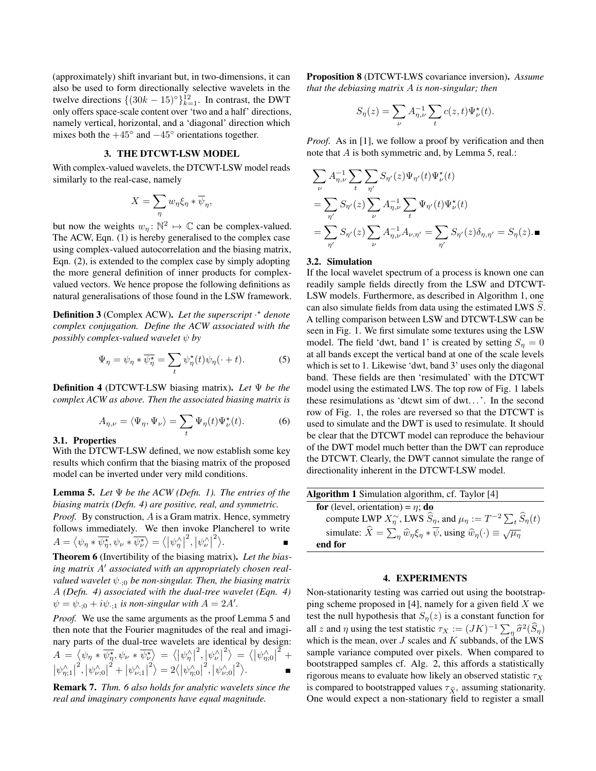(approximately) shift invariant but, in two-dimensions, it can also be used to form directionally selective wavelets in the twelve directions $\{(30k-15)^\circ\}_{k=1}^{12}$. In contrast, the DWT only offers space-scale content over 'two and a half' directions, namely vertical, horizontal, and a 'diagonal' direction which mixes both the $+45^\circ$ and $-45^\circ$ orientations together.

## 3. THE DTCWT-LSW MODEL

With complex-valued wavelets, the DTCWT-LSW model reads similarly to the real-case, namely

$$X = \sum_\eta w_\eta \xi_\eta * \overline{\psi}_\eta,$$

but now the weights $w_\eta\colon \mathbb{N}^2 \mapsto \mathbb{C}$ can be complex-valued. The ACW, Eqn. (1) is hereby generalised to the complex case using complex-valued autocorrelation and the biasing matrix, Eqn. (2), is extended to the complex case by simply adopting the more general definition of inner products for complex-valued vectors. We hence propose the following definitions as natural generalisations of those found in the LSW framework.

**Definition 3** (Complex ACW). *Let the superscript $\cdot^\star$ denote complex conjugation. Define the ACW associated with the possibly complex-valued wavelet $\psi$ by*

$$\Psi_\eta = \psi_\eta * \overline{\psi_\eta^\star} = \sum_t \psi_\eta^\star(t)\psi_\eta(\cdot + t). \tag{5}$$

**Definition 4** (DTCWT-LSW biasing matrix). *Let $\Psi$ be the complex ACW as above. Then the associated biasing matrix is*

$$A_{\eta,\nu} = \langle \Psi_\eta, \Psi_\nu \rangle = \sum_t \Psi_\eta(t)\Psi_\nu^\star(t). \tag{6}$$

### 3.1. Properties

With the DTCWT-LSW defined, we now establish some key results which confirm that the biasing matrix of the proposed model can be inverted under very mild conditions.

**Lemma 5.** *Let $\Psi$ be the ACW (Defn. 1). The entries of the biasing matrix (Defn. 4) are positive, real, and symmetric.*

*Proof.* By construction, $A$ is a Gram matrix. Hence, symmetry follows immediately. We then invoke Plancherel to write $A = \langle \psi_\eta * \overline{\psi_\eta^\star}, \psi_\nu * \overline{\psi_\nu^\star} \rangle = \langle |\psi_\eta^\wedge|^2, |\psi_\nu^\wedge|^2 \rangle$. ∎

**Theorem 6** (Invertibility of the biasing matrix). *Let the biasing matrix $A'$ associated with an appropriately chosen real-valued wavelet $\psi_{\cdot;0}$ be non-singular. Then, the biasing matrix $A$ (Defn. 4) associated with the dual-tree wavelet (Eqn. 4) $\psi = \psi_{\cdot;0} + i\psi_{\cdot;1}$ is non-singular with $A = 2A'$.*

*Proof.* We use the same arguments as the proof Lemma 5 and then note that the Fourier magnitudes of the real and imaginary parts of the dual-tree wavelets are identical by design: $A = \langle \psi_\eta * \overline{\psi_\eta^\star}, \psi_\nu * \overline{\psi_\nu^\star} \rangle = \langle |\psi_\eta^\wedge|^2, |\psi_\nu^\wedge|^2 \rangle = \langle |\psi_{\eta;0}^\wedge|^2 + |\psi_{\eta;1}^\wedge|^2, |\psi_{\nu;0}^\wedge|^2 + |\psi_{\nu;1}^\wedge|^2 \rangle = 2\langle |\psi_{\eta;0}^\wedge|^2, |\psi_{\nu;0}^\wedge|^2 \rangle$. ∎

**Remark 7.** *Thm. 6 also holds for analytic wavelets since the real and imaginary components have equal magnitude.*

**Proposition 8** (DTCWT-LWS covariance inversion). *Assume that the debiasing matrix $A$ is non-singular; then*

$$S_\eta(z) = \sum_\nu A_{\eta,\nu}^{-1} \sum_t c(z,t)\Psi_\nu^\star(t).$$

*Proof.* As in [1], we follow a proof by verification and then note that $A$ is both symmetric and, by Lemma 5, real.:

$$\begin{aligned}
&\sum_\nu A_{\eta,\nu}^{-1} \sum_t \sum_{\eta'} S_{\eta'}(z)\Psi_{\eta'}(t)\Psi_\nu^\star(t) \\
&= \sum_{\eta'} S_{\eta'}(z) \sum_\nu A_{\eta,\nu}^{-1} \sum_t \Psi_{\eta'}(t)\Psi_\nu^\star(t) \\
&= \sum_{\eta'} S_{\eta'}(z) \sum_\nu A_{\eta,\nu}^{-1} A_{\nu,\eta'} = \sum_{\eta'} S_{\eta'}(z)\delta_{\eta,\eta'} = S_\eta(z). \blacksquare
\end{aligned}$$

### 3.2. Simulation

If the local wavelet spectrum of a process is known one can readily sample fields directly from the LSW and DTCWT-LSW models. Furthermore, as described in Algorithm 1, one can also simulate fields from data using the estimated LWS $\widehat{S}$. A telling comparison between LSW and DTCWT-LSW can be seen in Fig. 1. We first simulate some textures using the LSW model. The field 'dwt, band 1' is created by setting $S_\eta = 0$ at all bands except the vertical band at one of the scale levels which is set to 1. Likewise 'dwt, band 3' uses only the diagonal band. These fields are then 'resimulated' with the DTCWT model using the estimated LWS. The top row of Fig. 1 labels these resimulations as 'dtcwt sim of dwt. . . '. In the second row of Fig. 1, the roles are reversed so that the DTCWT is used to simulate and the DWT is used to resimulate. It should be clear that the DTCWT model can reproduce the behaviour of the DWT model much better than the DWT can reproduce the DTCWT. Clearly, the DWT cannot simulate the range of directionality inherent in the DTCWT-LSW model.

**Algorithm 1** Simulation algorithm, cf. Taylor [4]

```
for (level, orientation) = η; do
    compute LWP X~_η, LWS Ŝ_η, and μ_η := T^{-2} Σ_t Ŝ_η(t)
    simulate: X̂ = Σ_η ŵ_η ξ_η * ψ̄, using ŵ_η(·) ≡ √μ_η
end for
```

## 4. EXPERIMENTS

Non-stationarity testing was carried out using the bootstrapping scheme proposed in [4], namely for a given field $X$ we test the null hypothesis that $S_\eta(z)$ is a constant function for all $z$ and $\eta$ using the test statistic $\tau_X := (JK)^{-1}\sum_\eta \widehat{\sigma}^2(\widehat{S}_\eta)$ which is the mean, over $J$ scales and $K$ subbands, of the LWS sample variance computed over pixels. When compared to bootstrapped samples cf. Alg. 2, this affords a statistically rigorous means to evaluate how likely an observed statistic $\tau_X$ is compared to bootstrapped values $\tau_{\widehat{X}^i}$ assuming stationarity. One would expect a non-stationary field to register a small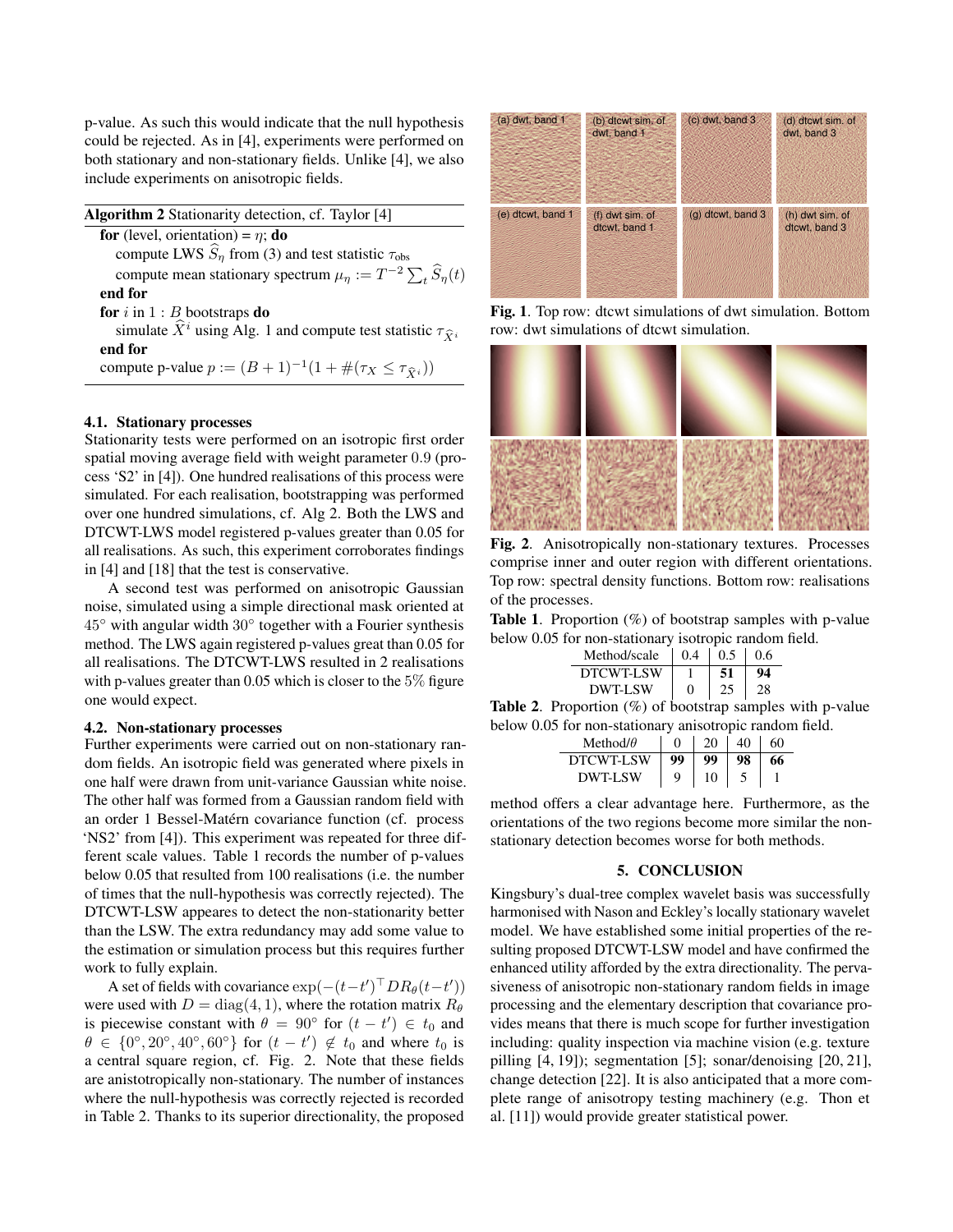p-value. As such this would indicate that the null hypothesis could be rejected. As in [4], experiments were performed on both stationary and non-stationary fields. Unlike [4], we also include experiments on anisotropic fields.

**Algorithm 2** Stationarity detection, cf. Taylor [4]

```
for (level, orientation) = η; do
    compute LWS Ŝ_η from (3) and test statistic τ_obs
    compute mean stationary spectrum μ_η := T^{-2} Σ_t Ŝ_η(t)
end for
for i in 1 : B bootstraps do
    simulate X̂^i using Alg. 1 and compute test statistic τ_{X̂^i}
end for
compute p-value p := (B+1)^{-1}(1 + #(τ_X ≤ τ_{X̂^i}))
```

**for** (level, orientation) = $\eta$; **do**
  compute LWS $\widehat{S}_\eta$ from (3) and test statistic $\tau_{\text{obs}}$
  compute mean stationary spectrum $\mu_\eta := T^{-2}\sum_t \widehat{S}_\eta(t)$
**end for**
**for** $i$ in $1 : B$ bootstraps **do**
  simulate $\widehat{X}^i$ using Alg. 1 and compute test statistic $\tau_{\widehat{X}^i}$
**end for**
compute p-value $p := (B+1)^{-1}(1 + \#(\tau_X \leq \tau_{\widehat{X}^i}))$

### 4.1. Stationary processes

Stationarity tests were performed on an isotropic first order spatial moving average field with weight parameter 0.9 (process 'S2' in [4]). One hundred realisations of this process were simulated. For each realisation, bootstrapping was performed over one hundred simulations, cf. Alg 2. Both the LWS and DTCWT-LWS model registered p-values greater than 0.05 for all realisations. As such, this experiment corroborates findings in [4] and [18] that the test is conservative.

A second test was performed on anisotropic Gaussian noise, simulated using a simple directional mask oriented at $45^\circ$ with angular width $30^\circ$ together with a Fourier synthesis method. The LWS again registered p-values great than 0.05 for all realisations. The DTCWT-LWS resulted in 2 realisations with p-values greater than 0.05 which is closer to the $5\%$ figure one would expect.

### 4.2. Non-stationary processes

Further experiments were carried out on non-stationary random fields. An isotropic field was generated where pixels in one half were drawn from unit-variance Gaussian white noise. The other half was formed from a Gaussian random field with an order 1 Bessel-Matérn covariance function (cf. process 'NS2' from [4]). This experiment was repeated for three different scale values. Table 1 records the number of p-values below 0.05 that resulted from 100 realisations (i.e. the number of times that the null-hypothesis was correctly rejected). The DTCWT-LSW appeares to detect the non-stationarity better than the LSW. The extra redundancy may add some value to the estimation or simulation process but this requires further work to fully explain.

A set of fields with covariance $\exp(-(t-t')^\top DR_\theta(t-t'))$ were used with $D = \text{diag}(4, 1)$, where the rotation matrix $R_\theta$ is piecewise constant with $\theta = 90^\circ$ for $(t - t') \in t_0$ and $\theta \in \{0^\circ, 20^\circ, 40^\circ, 60^\circ\}$ for $(t - t') \notin t_0$ and where $t_0$ is a central square region, cf. Fig. 2. Note that these fields are anistotropically non-stationary. The number of instances where the null-hypothesis was correctly rejected is recorded in Table 2. Thanks to its superior directionality, the proposed method offers a clear advantage here. Furthermore, as the orientations of the two regions become more similar the non-stationary detection becomes worse for both methods.

**Fig. 1**. Top row: dtcwt simulations of dwt simulation. Bottom row: dwt simulations of dtcwt simulation.

**Fig. 2**. Anisotropically non-stationary textures. Processes comprise inner and outer region with different orientations. Top row: spectral density functions. Bottom row: realisations of the processes.

**Table 1**. Proportion (%) of bootstrap samples with p-value below 0.05 for non-stationary isotropic random field.

| Method/scale | 0.4 | 0.5 | 0.6 |
|---|---|---|---|
| DTCWT-LSW | 1 | **51** | **94** |
| DWT-LSW | 0 | 25 | 28 |

**Table 2**. Proportion (%) of bootstrap samples with p-value below 0.05 for non-stationary anisotropic random field.

| Method/$\theta$ | 0 | 20 | 40 | 60 |
|---|---|---|---|---|
| DTCWT-LSW | **99** | **99** | **98** | **66** |
| DWT-LSW | 9 | 10 | 5 | 1 |

## 5. CONCLUSION

Kingsbury's dual-tree complex wavelet basis was successfully harmonised with Nason and Eckley's locally stationary wavelet model. We have established some initial properties of the resulting proposed DTCWT-LSW model and have confirmed the enhanced utility afforded by the extra directionality. The pervasiveness of anisotropic non-stationary random fields in image processing and the elementary description that covariance provides means that there is much scope for further investigation including: quality inspection via machine vision (e.g. texture pilling [4, 19]); segmentation [5]; sonar/denoising [20, 21], change detection [22]. It is also anticipated that a more complete range of anisotropy testing machinery (e.g. Thon et al. [11]) would provide greater statistical power.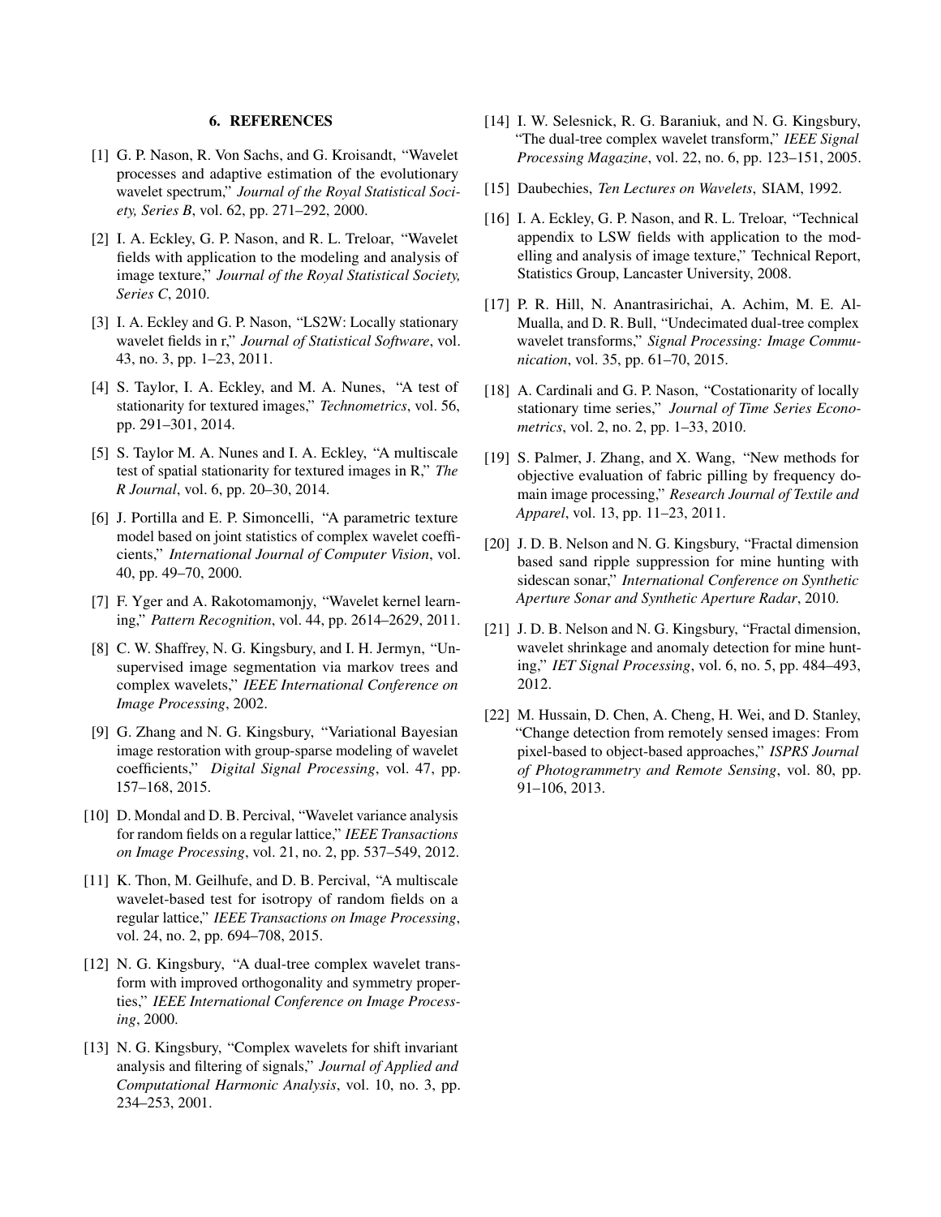## 6. REFERENCES

[1] G. P. Nason, R. Von Sachs, and G. Kroisandt, "Wavelet processes and adaptive estimation of the evolutionary wavelet spectrum," *Journal of the Royal Statistical Society, Series B*, vol. 62, pp. 271–292, 2000.

[2] I. A. Eckley, G. P. Nason, and R. L. Treloar, "Wavelet fields with application to the modeling and analysis of image texture," *Journal of the Royal Statistical Society, Series C*, 2010.

[3] I. A. Eckley and G. P. Nason, "LS2W: Locally stationary wavelet fields in r," *Journal of Statistical Software*, vol. 43, no. 3, pp. 1–23, 2011.

[4] S. Taylor, I. A. Eckley, and M. A. Nunes, "A test of stationarity for textured images," *Technometrics*, vol. 56, pp. 291–301, 2014.

[5] S. Taylor M. A. Nunes and I. A. Eckley, "A multiscale test of spatial stationarity for textured images in R," *The R Journal*, vol. 6, pp. 20–30, 2014.

[6] J. Portilla and E. P. Simoncelli, "A parametric texture model based on joint statistics of complex wavelet coefficients," *International Journal of Computer Vision*, vol. 40, pp. 49–70, 2000.

[7] F. Yger and A. Rakotomamonjy, "Wavelet kernel learning," *Pattern Recognition*, vol. 44, pp. 2614–2629, 2011.

[8] C. W. Shaffrey, N. G. Kingsbury, and I. H. Jermyn, "Unsupervised image segmentation via markov trees and complex wavelets," *IEEE International Conference on Image Processing*, 2002.

[9] G. Zhang and N. G. Kingsbury, "Variational Bayesian image restoration with group-sparse modeling of wavelet coefficients," *Digital Signal Processing*, vol. 47, pp. 157–168, 2015.

[10] D. Mondal and D. B. Percival, "Wavelet variance analysis for random fields on a regular lattice," *IEEE Transactions on Image Processing*, vol. 21, no. 2, pp. 537–549, 2012.

[11] K. Thon, M. Geilhufe, and D. B. Percival, "A multiscale wavelet-based test for isotropy of random fields on a regular lattice," *IEEE Transactions on Image Processing*, vol. 24, no. 2, pp. 694–708, 2015.

[12] N. G. Kingsbury, "A dual-tree complex wavelet transform with improved orthogonality and symmetry properties," *IEEE International Conference on Image Processing*, 2000.

[13] N. G. Kingsbury, "Complex wavelets for shift invariant analysis and filtering of signals," *Journal of Applied and Computational Harmonic Analysis*, vol. 10, no. 3, pp. 234–253, 2001.

[14] I. W. Selesnick, R. G. Baraniuk, and N. G. Kingsbury, "The dual-tree complex wavelet transform," *IEEE Signal Processing Magazine*, vol. 22, no. 6, pp. 123–151, 2005.

[15] Daubechies, *Ten Lectures on Wavelets*, SIAM, 1992.

[16] I. A. Eckley, G. P. Nason, and R. L. Treloar, "Technical appendix to LSW fields with application to the modelling and analysis of image texture," Technical Report, Statistics Group, Lancaster University, 2008.

[17] P. R. Hill, N. Anantrasirichai, A. Achim, M. E. Al-Mualla, and D. R. Bull, "Undecimated dual-tree complex wavelet transforms," *Signal Processing: Image Communication*, vol. 35, pp. 61–70, 2015.

[18] A. Cardinali and G. P. Nason, "Costationarity of locally stationary time series," *Journal of Time Series Econometrics*, vol. 2, no. 2, pp. 1–33, 2010.

[19] S. Palmer, J. Zhang, and X. Wang, "New methods for objective evaluation of fabric pilling by frequency domain image processing," *Research Journal of Textile and Apparel*, vol. 13, pp. 11–23, 2011.

[20] J. D. B. Nelson and N. G. Kingsbury, "Fractal dimension based sand ripple suppression for mine hunting with sidescan sonar," *International Conference on Synthetic Aperture Sonar and Synthetic Aperture Radar*, 2010.

[21] J. D. B. Nelson and N. G. Kingsbury, "Fractal dimension, wavelet shrinkage and anomaly detection for mine hunting," *IET Signal Processing*, vol. 6, no. 5, pp. 484–493, 2012.

[22] M. Hussain, D. Chen, A. Cheng, H. Wei, and D. Stanley, "Change detection from remotely sensed images: From pixel-based to object-based approaches," *ISPRS Journal of Photogrammetry and Remote Sensing*, vol. 80, pp. 91–106, 2013.